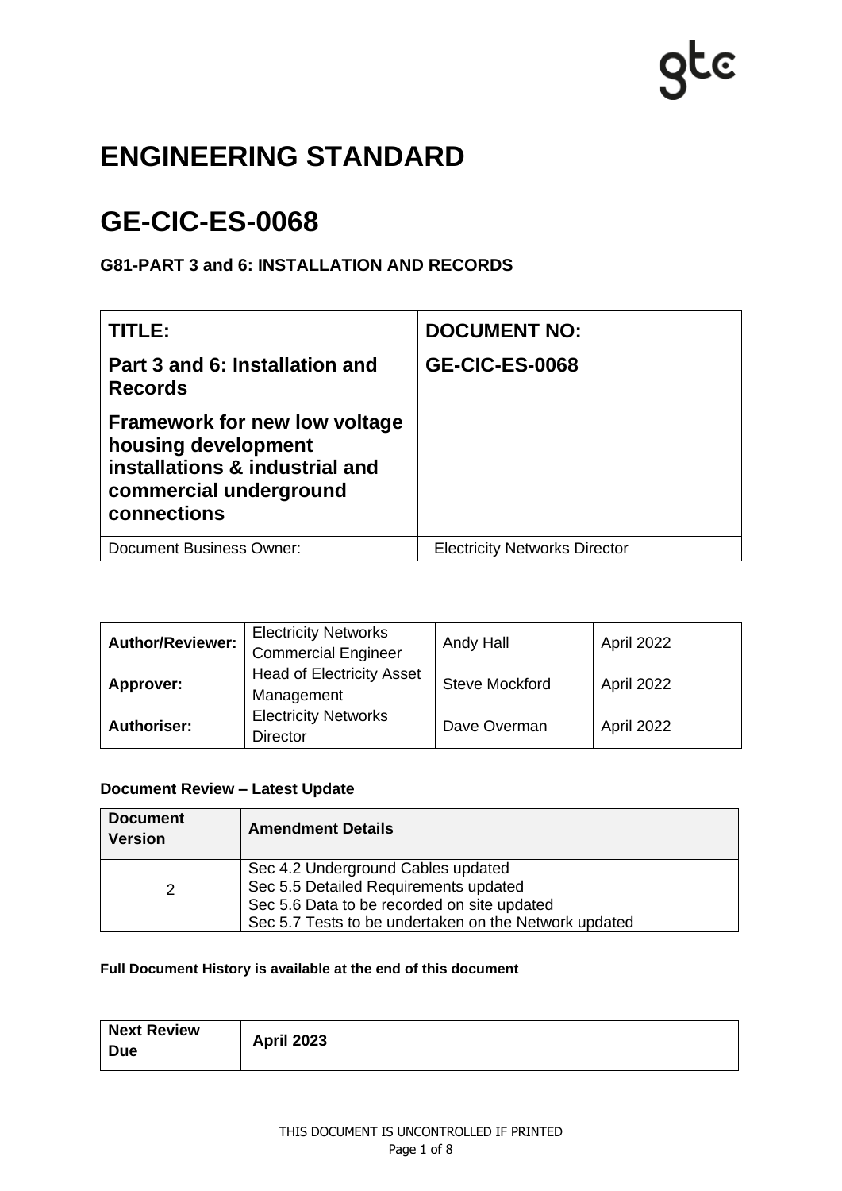gtc

# ENGINEERING STANDARD

# GE-CIC-ES-0068

### G81-PART 3 and 6: INSTALLATION AND RECORDS

| **TITLE:**<br>**Part 3 and 6: Installation and Records**<br>**Framework for new low voltage housing development installations & industrial and commercial underground connections** | **DOCUMENT NO:**<br>**GE-CIC-ES-0068** |
|---|---|
| Document Business Owner: | Electricity Networks Director |

| **Author/Reviewer:** | Electricity Networks Commercial Engineer | Andy Hall | April 2022 |
|---|---|---|---|
| **Approver:** | Head of Electricity Asset Management | Steve Mockford | April 2022 |
| **Authoriser:** | Electricity Networks Director | Dave Overman | April 2022 |

**Document Review – Latest Update**

| **Document Version** | **Amendment Details** |
|---|---|
| 2 | Sec 4.2 Underground Cables updated<br>Sec 5.5 Detailed Requirements updated<br>Sec 5.6 Data to be recorded on site updated<br>Sec 5.7 Tests to be undertaken on the Network updated |

**Full Document History is available at the end of this document**

| **Next Review Due** | **April 2023** |
|---|---|

THIS DOCUMENT IS UNCONTROLLED IF PRINTED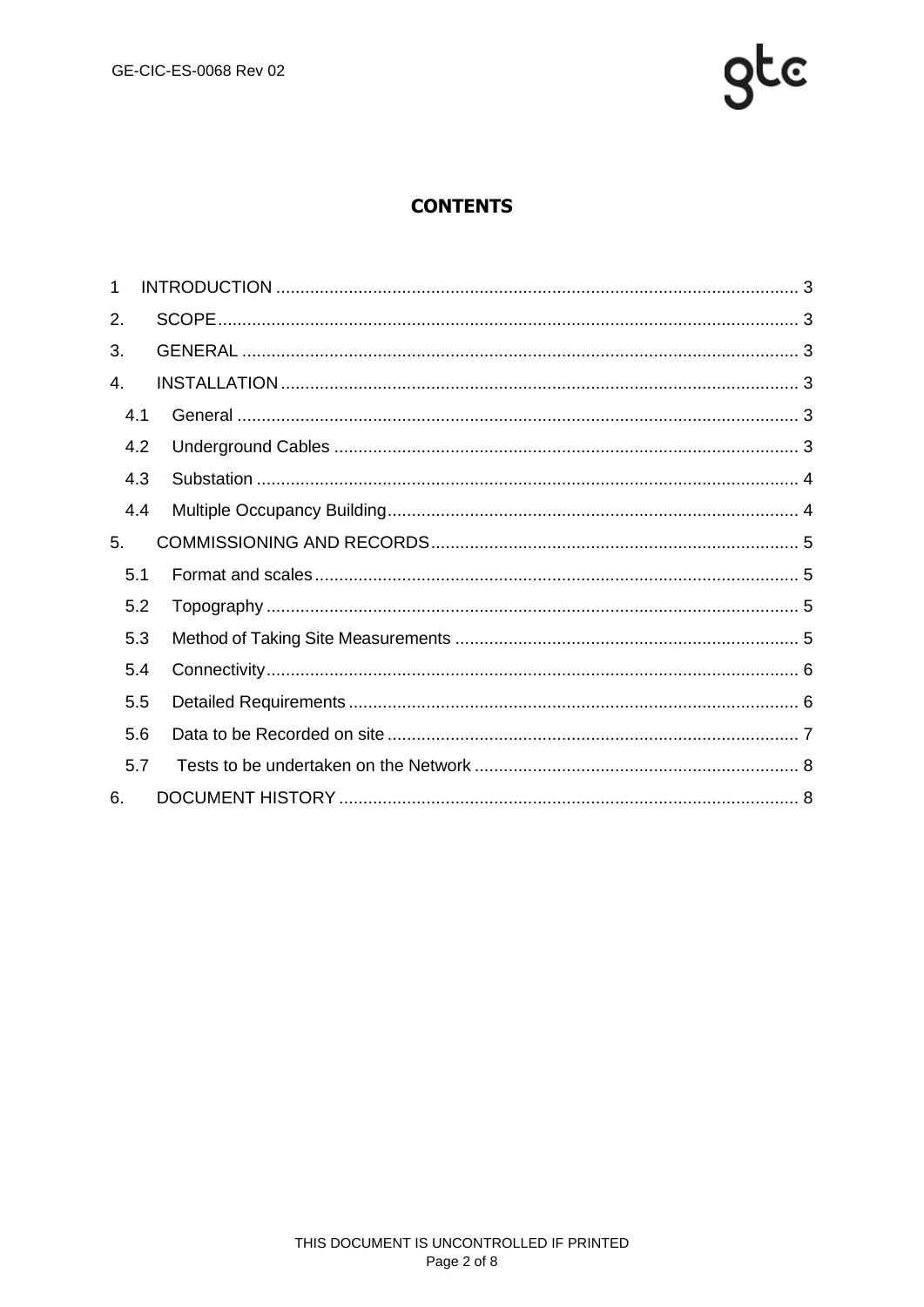# CONTENTS

1 INTRODUCTION ..... 3

2. SCOPE ..... 3

3. GENERAL ..... 3

4. INSTALLATION ..... 3

- 4.1 General ..... 3
- 4.2 Underground Cables ..... 3
- 4.3 Substation ..... 4
- 4.4 Multiple Occupancy Building ..... 4

5. COMMISSIONING AND RECORDS ..... 5

- 5.1 Format and scales ..... 5
- 5.2 Topography ..... 5
- 5.3 Method of Taking Site Measurements ..... 5
- 5.4 Connectivity ..... 6
- 5.5 Detailed Requirements ..... 6
- 5.6 Data to be Recorded on site ..... 7
- 5.7 Tests to be undertaken on the Network ..... 8

6. DOCUMENT HISTORY ..... 8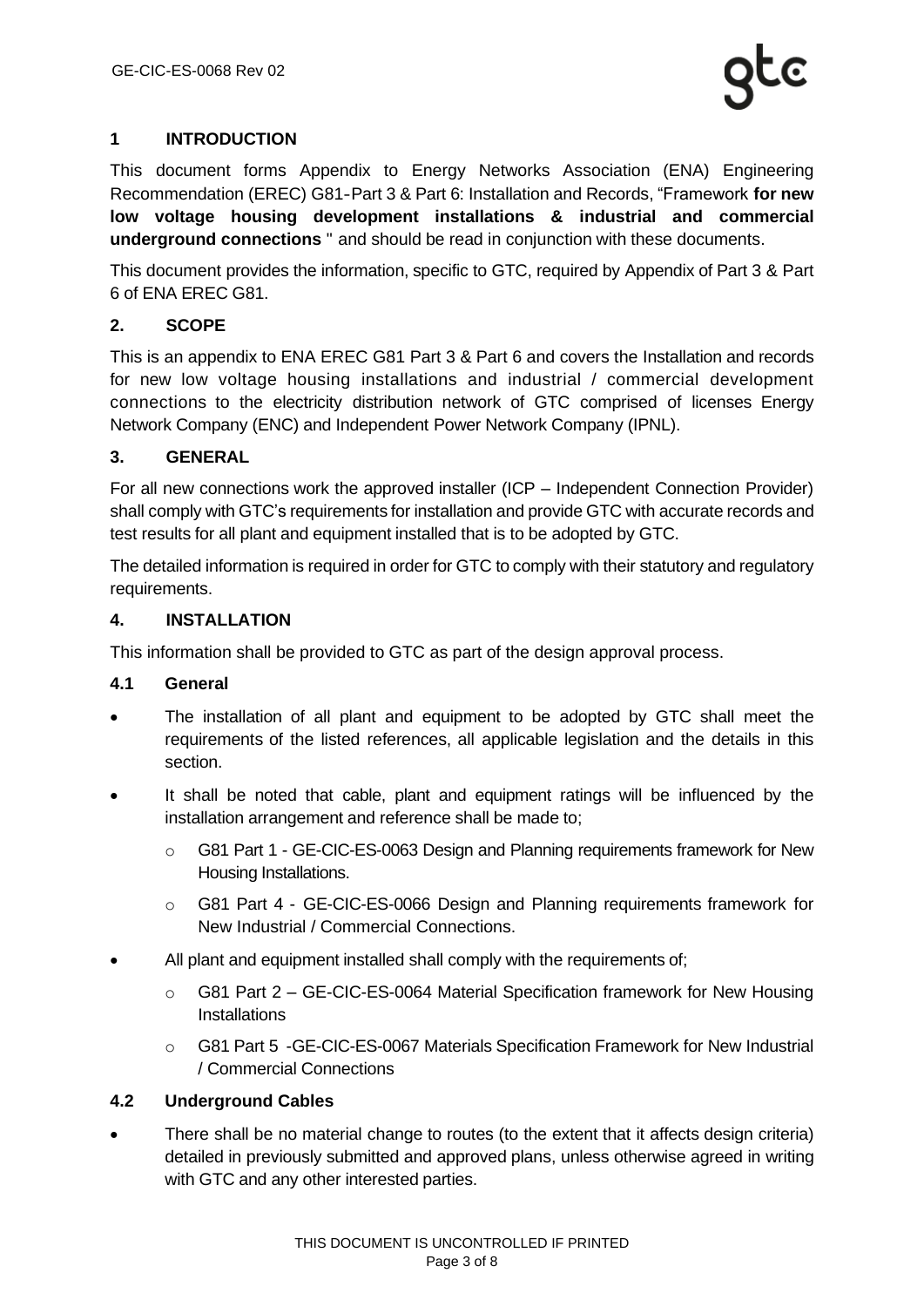## 1 INTRODUCTION

This document forms Appendix to Energy Networks Association (ENA) Engineering Recommendation (EREC) G81-Part 3 & Part 6: Installation and Records, "Framework **for new low voltage housing development installations & industrial and commercial underground connections** " and should be read in conjunction with these documents.

This document provides the information, specific to GTC, required by Appendix of Part 3 & Part 6 of ENA EREC G81.

## 2. SCOPE

This is an appendix to ENA EREC G81 Part 3 & Part 6 and covers the Installation and records for new low voltage housing installations and industrial / commercial development connections to the electricity distribution network of GTC comprised of licenses Energy Network Company (ENC) and Independent Power Network Company (IPNL).

## 3. GENERAL

For all new connections work the approved installer (ICP – Independent Connection Provider) shall comply with GTC's requirements for installation and provide GTC with accurate records and test results for all plant and equipment installed that is to be adopted by GTC.

The detailed information is required in order for GTC to comply with their statutory and regulatory requirements.

## 4. INSTALLATION

This information shall be provided to GTC as part of the design approval process.

### 4.1 General

- The installation of all plant and equipment to be adopted by GTC shall meet the requirements of the listed references, all applicable legislation and the details in this section.
- It shall be noted that cable, plant and equipment ratings will be influenced by the installation arrangement and reference shall be made to;
  - G81 Part 1 - GE-CIC-ES-0063 Design and Planning requirements framework for New Housing Installations.
  - G81 Part 4 - GE-CIC-ES-0066 Design and Planning requirements framework for New Industrial / Commercial Connections.
- All plant and equipment installed shall comply with the requirements of;
  - G81 Part 2 – GE-CIC-ES-0064 Material Specification framework for New Housing Installations
  - G81 Part 5 -GE-CIC-ES-0067 Materials Specification Framework for New Industrial / Commercial Connections

### 4.2 Underground Cables

- There shall be no material change to routes (to the extent that it affects design criteria) detailed in previously submitted and approved plans, unless otherwise agreed in writing with GTC and any other interested parties.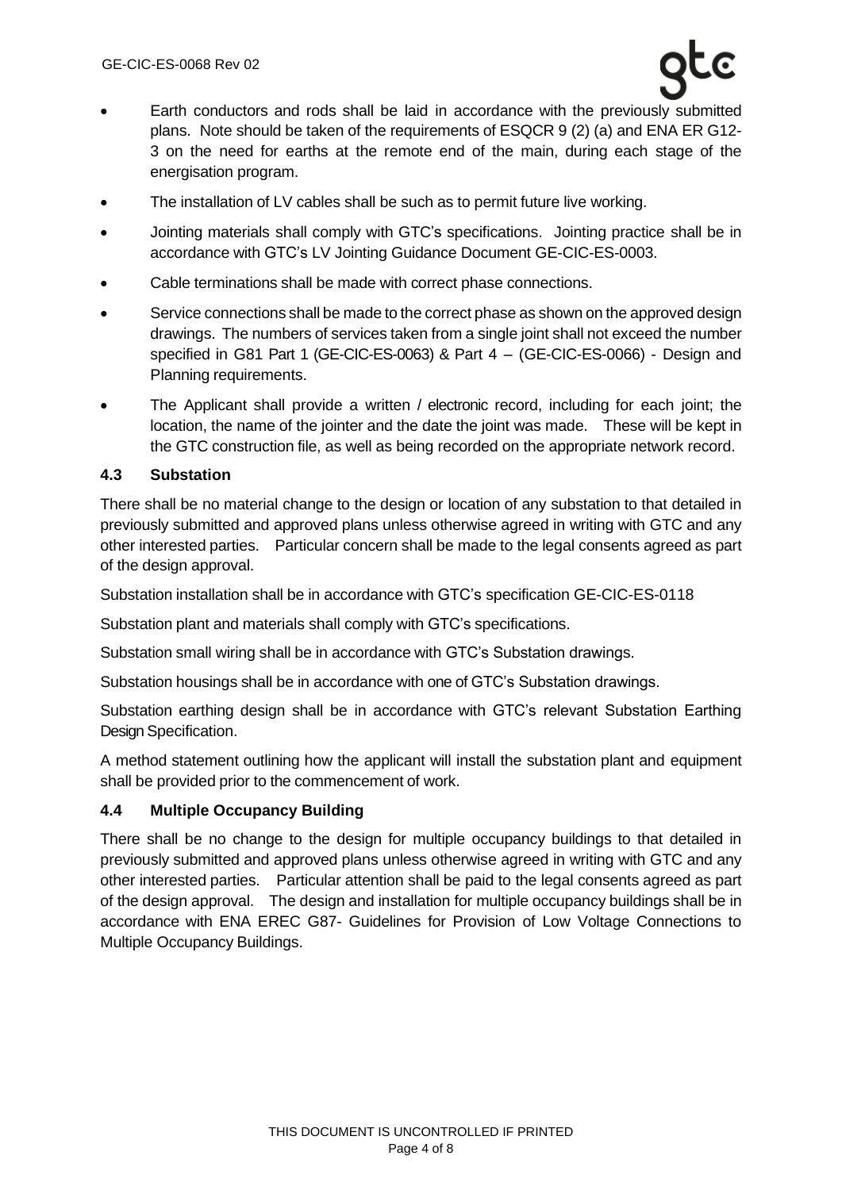- Earth conductors and rods shall be laid in accordance with the previously submitted plans. Note should be taken of the requirements of ESQCR 9 (2) (a) and ENA ER G12-3 on the need for earths at the remote end of the main, during each stage of the energisation program.
- The installation of LV cables shall be such as to permit future live working.
- Jointing materials shall comply with GTC's specifications. Jointing practice shall be in accordance with GTC's LV Jointing Guidance Document GE-CIC-ES-0003.
- Cable terminations shall be made with correct phase connections.
- Service connections shall be made to the correct phase as shown on the approved design drawings. The numbers of services taken from a single joint shall not exceed the number specified in G81 Part 1 (GE-CIC-ES-0063) & Part 4 – (GE-CIC-ES-0066) - Design and Planning requirements.
- The Applicant shall provide a written / electronic record, including for each joint; the location, the name of the jointer and the date the joint was made. These will be kept in the GTC construction file, as well as being recorded on the appropriate network record.

### 4.3 Substation

There shall be no material change to the design or location of any substation to that detailed in previously submitted and approved plans unless otherwise agreed in writing with GTC and any other interested parties. Particular concern shall be made to the legal consents agreed as part of the design approval.

Substation installation shall be in accordance with GTC's specification GE-CIC-ES-0118

Substation plant and materials shall comply with GTC's specifications.

Substation small wiring shall be in accordance with GTC's Substation drawings.

Substation housings shall be in accordance with one of GTC's Substation drawings.

Substation earthing design shall be in accordance with GTC's relevant Substation Earthing Design Specification.

A method statement outlining how the applicant will install the substation plant and equipment shall be provided prior to the commencement of work.

### 4.4 Multiple Occupancy Building

There shall be no change to the design for multiple occupancy buildings to that detailed in previously submitted and approved plans unless otherwise agreed in writing with GTC and any other interested parties. Particular attention shall be paid to the legal consents agreed as part of the design approval. The design and installation for multiple occupancy buildings shall be in accordance with ENA EREC G87- Guidelines for Provision of Low Voltage Connections to Multiple Occupancy Buildings.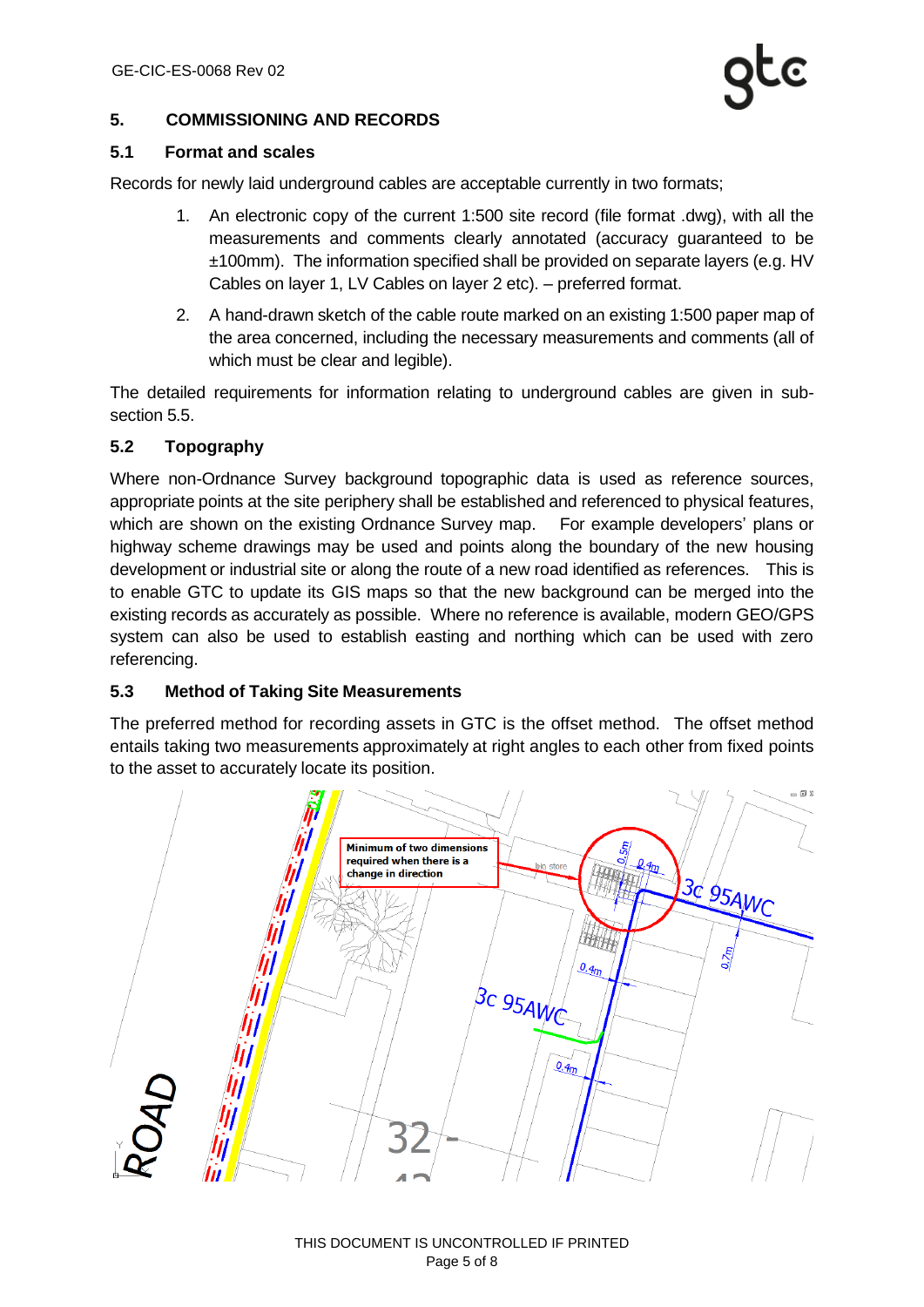## 5. COMMISSIONING AND RECORDS

### 5.1 Format and scales

Records for newly laid underground cables are acceptable currently in two formats;

1. An electronic copy of the current 1:500 site record (file format .dwg), with all the measurements and comments clearly annotated (accuracy guaranteed to be ±100mm). The information specified shall be provided on separate layers (e.g. HV Cables on layer 1, LV Cables on layer 2 etc). – preferred format.
2. A hand-drawn sketch of the cable route marked on an existing 1:500 paper map of the area concerned, including the necessary measurements and comments (all of which must be clear and legible).

The detailed requirements for information relating to underground cables are given in sub-section 5.5.

### 5.2 Topography

Where non-Ordnance Survey background topographic data is used as reference sources, appropriate points at the site periphery shall be established and referenced to physical features, which are shown on the existing Ordnance Survey map. For example developers' plans or highway scheme drawings may be used and points along the boundary of the new housing development or industrial site or along the route of a new road identified as references. This is to enable GTC to update its GIS maps so that the new background can be merged into the existing records as accurately as possible. Where no reference is available, modern GEO/GPS system can also be used to establish easting and northing which can be used with zero referencing.

### 5.3 Method of Taking Site Measurements

The preferred method for recording assets in GTC is the offset method. The offset method entails taking two measurements approximately at right angles to each other from fixed points to the asset to accurately locate its position.

Minimum of two dimensions required when there is a change in direction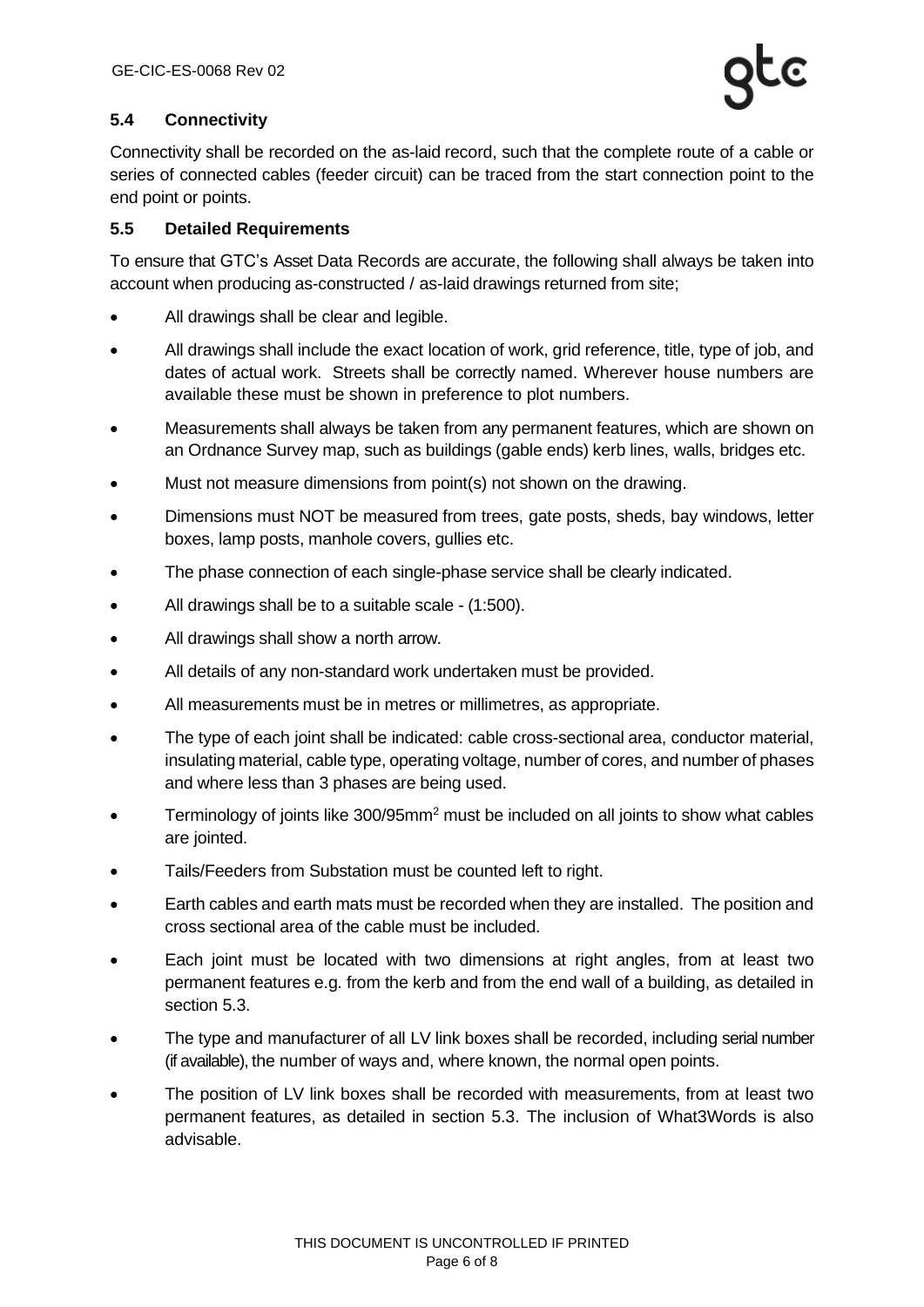### 5.4 Connectivity

Connectivity shall be recorded on the as-laid record, such that the complete route of a cable or series of connected cables (feeder circuit) can be traced from the start connection point to the end point or points.

### 5.5 Detailed Requirements

To ensure that GTC's Asset Data Records are accurate, the following shall always be taken into account when producing as-constructed / as-laid drawings returned from site;

- All drawings shall be clear and legible.
- All drawings shall include the exact location of work, grid reference, title, type of job, and dates of actual work. Streets shall be correctly named. Wherever house numbers are available these must be shown in preference to plot numbers.
- Measurements shall always be taken from any permanent features, which are shown on an Ordnance Survey map, such as buildings (gable ends) kerb lines, walls, bridges etc.
- Must not measure dimensions from point(s) not shown on the drawing.
- Dimensions must NOT be measured from trees, gate posts, sheds, bay windows, letter boxes, lamp posts, manhole covers, gullies etc.
- The phase connection of each single-phase service shall be clearly indicated.
- All drawings shall be to a suitable scale - (1:500).
- All drawings shall show a north arrow.
- All details of any non-standard work undertaken must be provided.
- All measurements must be in metres or millimetres, as appropriate.
- The type of each joint shall be indicated: cable cross-sectional area, conductor material, insulating material, cable type, operating voltage, number of cores, and number of phases and where less than 3 phases are being used.
- Terminology of joints like 300/95mm$^2$ must be included on all joints to show what cables are jointed.
- Tails/Feeders from Substation must be counted left to right.
- Earth cables and earth mats must be recorded when they are installed. The position and cross sectional area of the cable must be included.
- Each joint must be located with two dimensions at right angles, from at least two permanent features e.g. from the kerb and from the end wall of a building, as detailed in section 5.3.
- The type and manufacturer of all LV link boxes shall be recorded, including serial number (if available), the number of ways and, where known, the normal open points.
- The position of LV link boxes shall be recorded with measurements, from at least two permanent features, as detailed in section 5.3. The inclusion of What3Words is also advisable.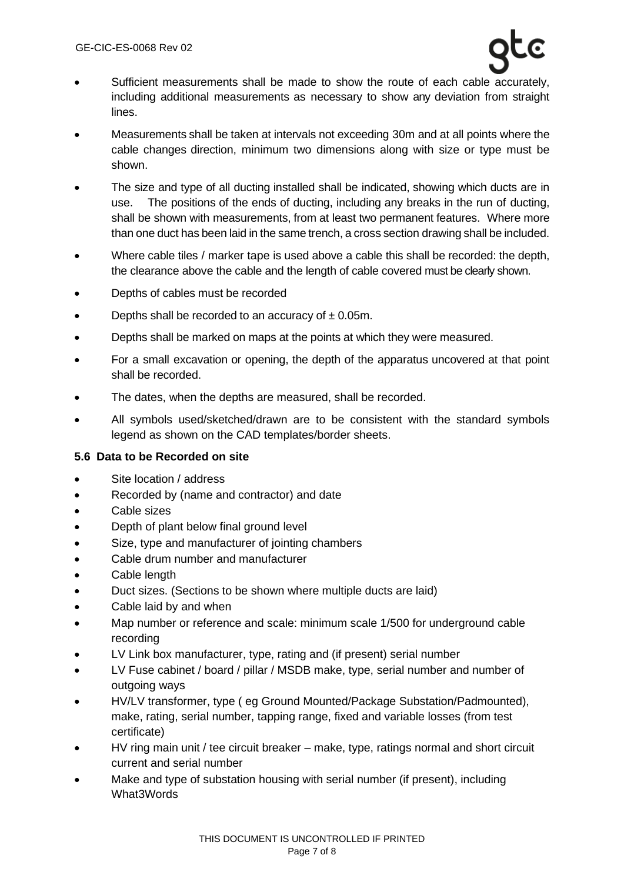- Sufficient measurements shall be made to show the route of each cable accurately, including additional measurements as necessary to show any deviation from straight lines.
- Measurements shall be taken at intervals not exceeding 30m and at all points where the cable changes direction, minimum two dimensions along with size or type must be shown.
- The size and type of all ducting installed shall be indicated, showing which ducts are in use. The positions of the ends of ducting, including any breaks in the run of ducting, shall be shown with measurements, from at least two permanent features. Where more than one duct has been laid in the same trench, a cross section drawing shall be included.
- Where cable tiles / marker tape is used above a cable this shall be recorded: the depth, the clearance above the cable and the length of cable covered must be clearly shown.
- Depths of cables must be recorded
- Depths shall be recorded to an accuracy of ± 0.05m.
- Depths shall be marked on maps at the points at which they were measured.
- For a small excavation or opening, the depth of the apparatus uncovered at that point shall be recorded.
- The dates, when the depths are measured, shall be recorded.
- All symbols used/sketched/drawn are to be consistent with the standard symbols legend as shown on the CAD templates/border sheets.

### 5.6 Data to be Recorded on site

- Site location / address
- Recorded by (name and contractor) and date
- Cable sizes
- Depth of plant below final ground level
- Size, type and manufacturer of jointing chambers
- Cable drum number and manufacturer
- Cable length
- Duct sizes. (Sections to be shown where multiple ducts are laid)
- Cable laid by and when
- Map number or reference and scale: minimum scale 1/500 for underground cable recording
- LV Link box manufacturer, type, rating and (if present) serial number
- LV Fuse cabinet / board / pillar / MSDB make, type, serial number and number of outgoing ways
- HV/LV transformer, type ( eg Ground Mounted/Package Substation/Padmounted), make, rating, serial number, tapping range, fixed and variable losses (from test certificate)
- HV ring main unit / tee circuit breaker – make, type, ratings normal and short circuit current and serial number
- Make and type of substation housing with serial number (if present), including What3Words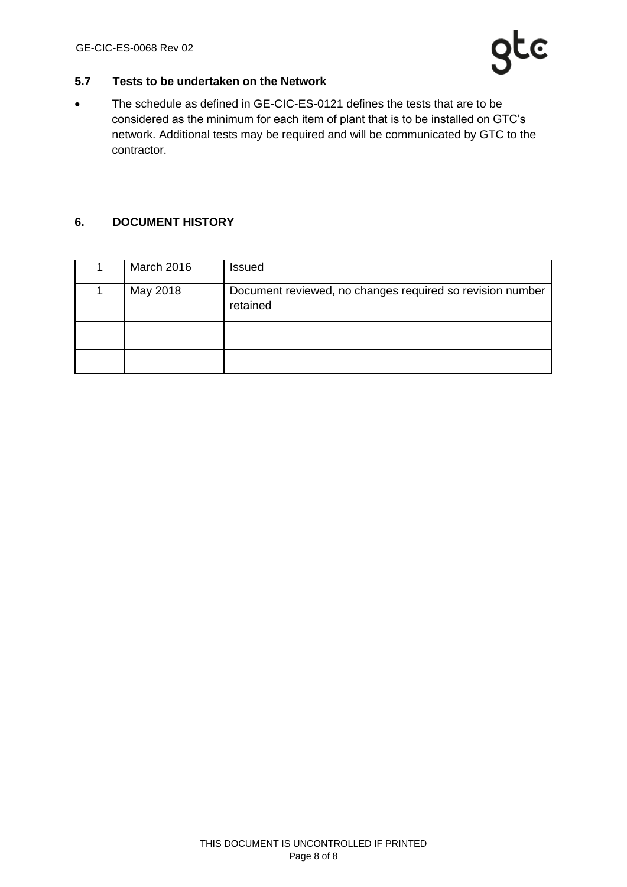### 5.7 Tests to be undertaken on the Network

- The schedule as defined in GE-CIC-ES-0121 defines the tests that are to be considered as the minimum for each item of plant that is to be installed on GTC's network. Additional tests may be required and will be communicated by GTC to the contractor.

## 6. DOCUMENT HISTORY

| | | |
|---|---|---|
| 1 | March 2016 | Issued |
| 1 | May 2018 | Document reviewed, no changes required so revision number retained |
| | | |
| | | |